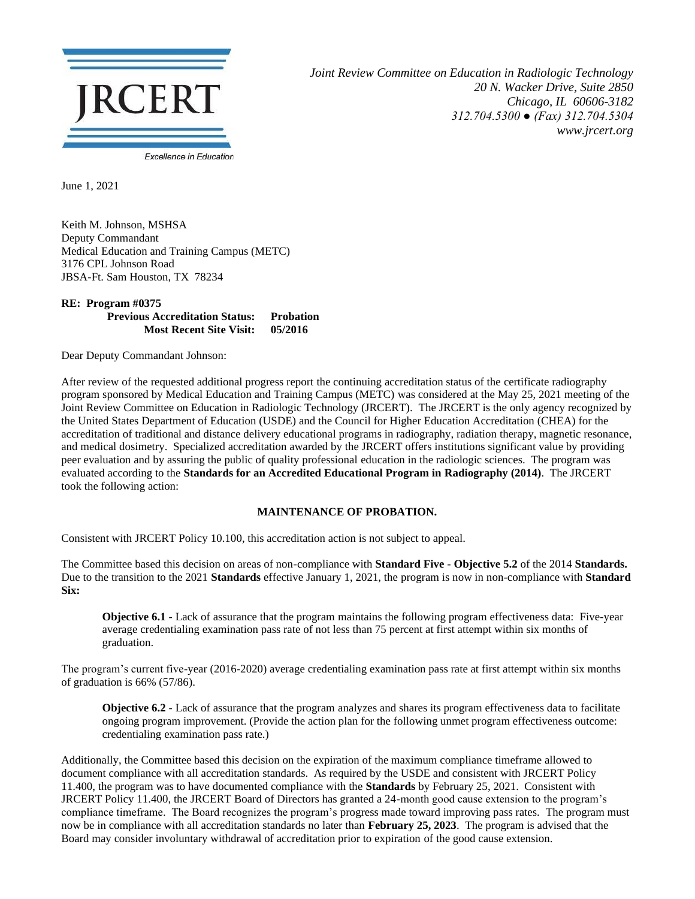JRCERT

Excellence in Education

*Joint Review Committee on Education in Radiologic Technology*
*20 N. Wacker Drive, Suite 2850*
*Chicago, IL 60606-3182*
*312.704.5300 ● (Fax) 312.704.5304*
*www.jrcert.org*

June 1, 2021

Keith M. Johnson, MSHSA
Deputy Commandant
Medical Education and Training Campus (METC)
3176 CPL Johnson Road
JBSA-Ft. Sam Houston, TX 78234

**RE: Program #0375**
**Previous Accreditation Status: Probation**
**Most Recent Site Visit: 05/2016**

Dear Deputy Commandant Johnson:

After review of the requested additional progress report the continuing accreditation status of the certificate radiography program sponsored by Medical Education and Training Campus (METC) was considered at the May 25, 2021 meeting of the Joint Review Committee on Education in Radiologic Technology (JRCERT). The JRCERT is the only agency recognized by the United States Department of Education (USDE) and the Council for Higher Education Accreditation (CHEA) for the accreditation of traditional and distance delivery educational programs in radiography, radiation therapy, magnetic resonance, and medical dosimetry. Specialized accreditation awarded by the JRCERT offers institutions significant value by providing peer evaluation and by assuring the public of quality professional education in the radiologic sciences. The program was evaluated according to the **Standards for an Accredited Educational Program in Radiography (2014)**. The JRCERT took the following action:

**MAINTENANCE OF PROBATION.**

Consistent with JRCERT Policy 10.100, this accreditation action is not subject to appeal.

The Committee based this decision on areas of non-compliance with **Standard Five - Objective 5.2** of the 2014 **Standards.** Due to the transition to the 2021 **Standards** effective January 1, 2021, the program is now in non-compliance with **Standard Six:**

> **Objective 6.1** - Lack of assurance that the program maintains the following program effectiveness data: Five-year average credentialing examination pass rate of not less than 75 percent at first attempt within six months of graduation.

The program's current five-year (2016-2020) average credentialing examination pass rate at first attempt within six months of graduation is 66% (57/86).

> **Objective 6.2** - Lack of assurance that the program analyzes and shares its program effectiveness data to facilitate ongoing program improvement. (Provide the action plan for the following unmet program effectiveness outcome: credentialing examination pass rate.)

Additionally, the Committee based this decision on the expiration of the maximum compliance timeframe allowed to document compliance with all accreditation standards. As required by the USDE and consistent with JRCERT Policy 11.400, the program was to have documented compliance with the **Standards** by February 25, 2021. Consistent with JRCERT Policy 11.400, the JRCERT Board of Directors has granted a 24-month good cause extension to the program's compliance timeframe. The Board recognizes the program's progress made toward improving pass rates. The program must now be in compliance with all accreditation standards no later than **February 25, 2023**. The program is advised that the Board may consider involuntary withdrawal of accreditation prior to expiration of the good cause extension.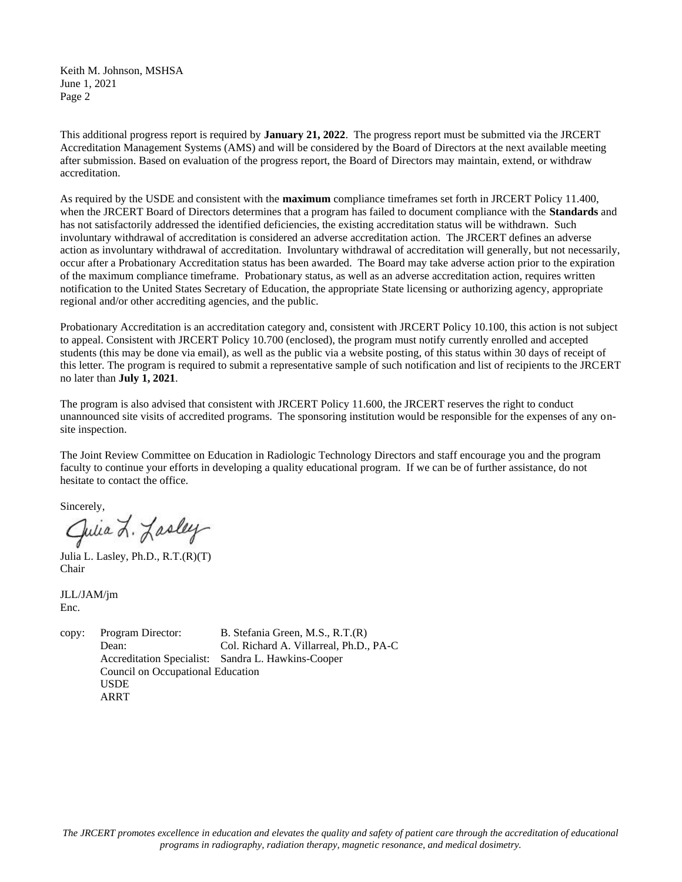Keith M. Johnson, MSHSA
June 1, 2021
Page 2

This additional progress report is required by **January 21, 2022**. The progress report must be submitted via the JRCERT Accreditation Management Systems (AMS) and will be considered by the Board of Directors at the next available meeting after submission. Based on evaluation of the progress report, the Board of Directors may maintain, extend, or withdraw accreditation.

As required by the USDE and consistent with the **maximum** compliance timeframes set forth in JRCERT Policy 11.400, when the JRCERT Board of Directors determines that a program has failed to document compliance with the **Standards** and has not satisfactorily addressed the identified deficiencies, the existing accreditation status will be withdrawn. Such involuntary withdrawal of accreditation is considered an adverse accreditation action. The JRCERT defines an adverse action as involuntary withdrawal of accreditation. Involuntary withdrawal of accreditation will generally, but not necessarily, occur after a Probationary Accreditation status has been awarded. The Board may take adverse action prior to the expiration of the maximum compliance timeframe. Probationary status, as well as an adverse accreditation action, requires written notification to the United States Secretary of Education, the appropriate State licensing or authorizing agency, appropriate regional and/or other accrediting agencies, and the public.

Probationary Accreditation is an accreditation category and, consistent with JRCERT Policy 10.100, this action is not subject to appeal. Consistent with JRCERT Policy 10.700 (enclosed), the program must notify currently enrolled and accepted students (this may be done via email), as well as the public via a website posting, of this status within 30 days of receipt of this letter. The program is required to submit a representative sample of such notification and list of recipients to the JRCERT no later than **July 1, 2021**.

The program is also advised that consistent with JRCERT Policy 11.600, the JRCERT reserves the right to conduct unannounced site visits of accredited programs. The sponsoring institution would be responsible for the expenses of any on-site inspection.

The Joint Review Committee on Education in Radiologic Technology Directors and staff encourage you and the program faculty to continue your efforts in developing a quality educational program. If we can be of further assistance, do not hesitate to contact the office.

Sincerely,

Julia L. Lasley

Julia L. Lasley, Ph.D., R.T.(R)(T)
Chair

JLL/JAM/jm
Enc.

copy: Program Director: B. Stefania Green, M.S., R.T.(R)
Dean: Col. Richard A. Villarreal, Ph.D., PA-C
Accreditation Specialist: Sandra L. Hawkins-Cooper
Council on Occupational Education
USDE
ARRT

*The JRCERT promotes excellence in education and elevates the quality and safety of patient care through the accreditation of educational programs in radiography, radiation therapy, magnetic resonance, and medical dosimetry.*